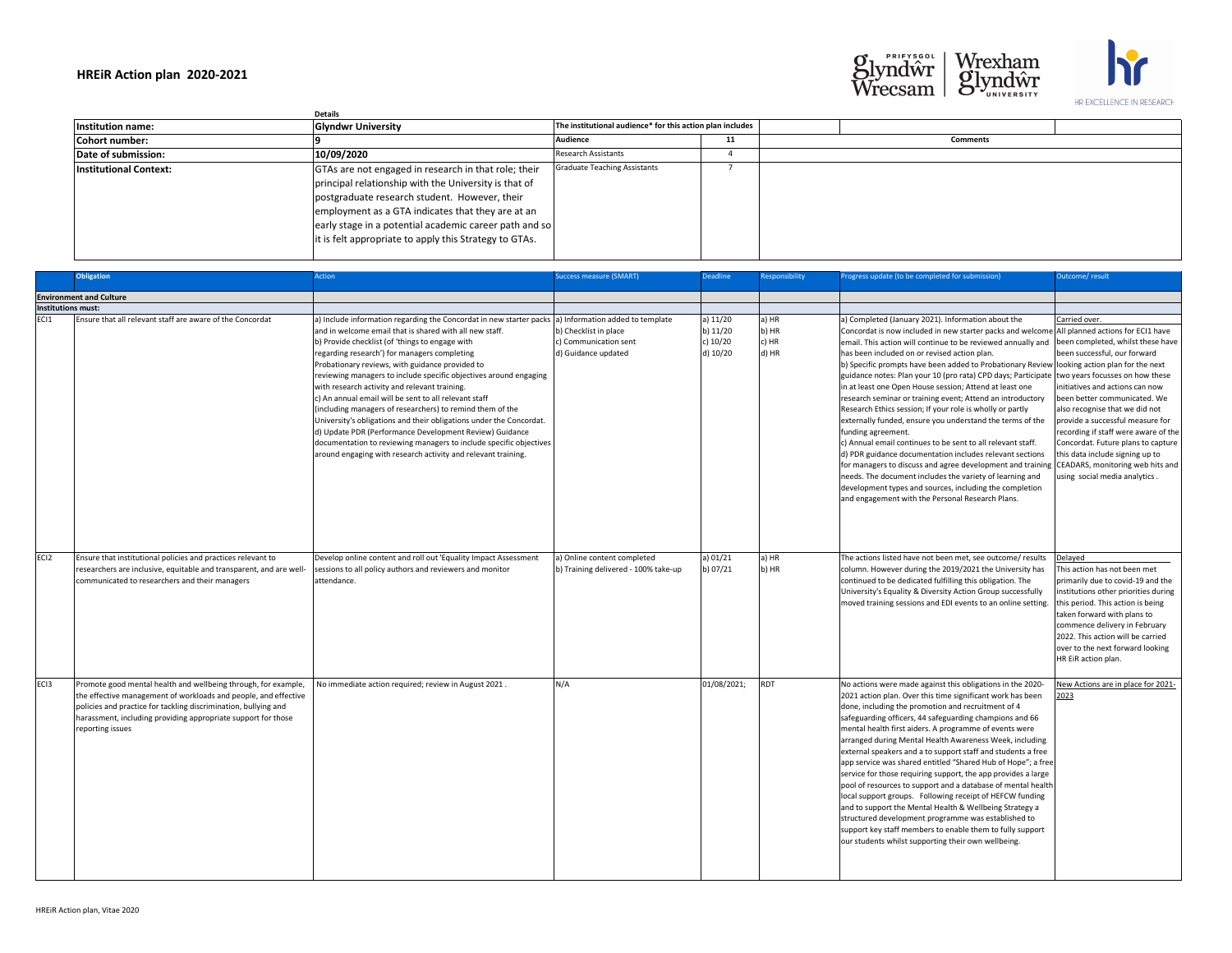# HREiR Action plan 2020-2021

| | Details | The institutional audience* for this action plan includes | | Comments |
|---|---|---|---|---|
| **Institution name:** | **Glyndwr University** | | | |
| **Cohort number:** | **9** | **Audience** | **11** | **Comments** |
| **Date of submission:** | **10/09/2020** | Research Assistants | 4 | |
| **Institutional Context:** | GTAs are not engaged in research in that role; their principal relationship with the University is that of postgraduate research student. However, their employment as a GTA indicates that they are at an early stage in a potential academic career path and so it is felt appropriate to apply this Strategy to GTAs. | Graduate Teaching Assistants | 7 | |

| | Obligation | Action | Success measure (SMART) | Deadline | Responsibility | Progress update (to be completed for submission) | Outcome/ result |
|---|---|---|---|---|---|---|---|
| **Environment and Culture** | | | | | | | |
| **Institutions must:** | | | | | | | |
| ECI1 | Ensure that all relevant staff are aware of the Concordat | a) Include information regarding the Concordat in new starter packs and in welcome email that is shared with all new staff.<br>b) Provide checklist (of 'things to engage with regarding research') for managers completing Probationary reviews, with guidance provided to reviewing managers to include specific objectives around engaging with research activity and relevant training.<br>c) An annual email will be sent to all relevant staff (including managers of researchers) to remind them of the University's obligations and their obligations under the Concordat.<br>d) Update PDR (Performance Development Review) Guidance documentation to reviewing managers to include specific objectives around engaging with research activity and relevant training. | a) Information added to template<br>b) Checklist in place<br>c) Communication sent<br>d) Guidance updated | a) 11/20<br>b) 11/20<br>c) 10/20<br>d) 10/20 | a) HR<br>b) HR<br>c) HR<br>d) HR | a) Completed (January 2021). Information about the Concordat is now included in new starter packs and welcome email. This action will continue to be reviewed annually and has been included on or revised action plan.<br>b) Specific prompts have been added to Probationary Review guidance notes: Plan your 10 (pro rata) CPD days; Participate in at least one Open House session; Attend at least one research seminar or training event; Attend an introductory Research Ethics session; If your role is wholly or partly externally funded, ensure you understand the terms of the funding agreement.<br>c) Annual email continues to be sent to all relevant staff.<br>d) PDR guidance documentation includes relevant sections for managers to discuss and agree development and training needs. The document includes the variety of learning and development types and sources, including the completion and engagement with the Personal Research Plans. | Carried over.<br>All planned actions for ECI1 have been completed, whilst these have been successful, our forward looking action plan for the next two years focusses on how these initiatives and actions can now been better communicated. We also recognise that we did not provide a successful measure for recording if staff were aware of the Concordat. Future plans to capture this data include signing up to CEADARS, monitoring web hits and using social media analytics . |
| ECI2 | Ensure that institutional policies and practices relevant to researchers are inclusive, equitable and transparent, and are well-communicated to researchers and their managers | Develop online content and roll out 'Equality Impact Assessment sessions to all policy authors and reviewers and monitor attendance. | a) Online content completed<br>b) Training delivered - 100% take-up | a) 01/21<br>b) 07/21 | a) HR<br>b) HR | The actions listed have not been met, see outcome/ results column. However during the 2019/2021 the University has continued to be dedicated fulfilling this obligation. The University's Equality & Diversity Action Group successfully moved training sessions and EDI events to an online setting. | Delayed<br>This action has not been met primarily due to covid-19 and the institutions other priorities during this period. This action is being taken forward with plans to commence delivery in February 2022. This action will be carried over to the next forward looking HR EiR action plan. |
| ECI3 | Promote good mental health and wellbeing through, for example, the effective management of workloads and people, and effective policies and practice for tackling discrimination, bullying and harassment, including providing appropriate support for those reporting issues | No immediate action required; review in August 2021 . | N/A | 01/08/2021; | RDT | No actions were made against this obligations in the 2020-2021 action plan. Over this time significant work has been done, including the promotion and recruitment of 4 safeguarding officers, 44 safeguarding champions and 66 mental health first aiders. A programme of events were arranged during Mental Health Awareness Week, including external speakers and a to support staff and students a free app service was shared entitled "Shared Hub of Hope"; a free service for those requiring support, the app provides a large pool of resources to support and a database of mental health local support groups. Following receipt of HEFCW funding and to support the Mental Health & Wellbeing Strategy a structured development programme was established to support key staff members to enable them to fully support our students whilst supporting their own wellbeing. | New Actions are in place for 2021-2023 |

HREiR Action plan, Vitae 2020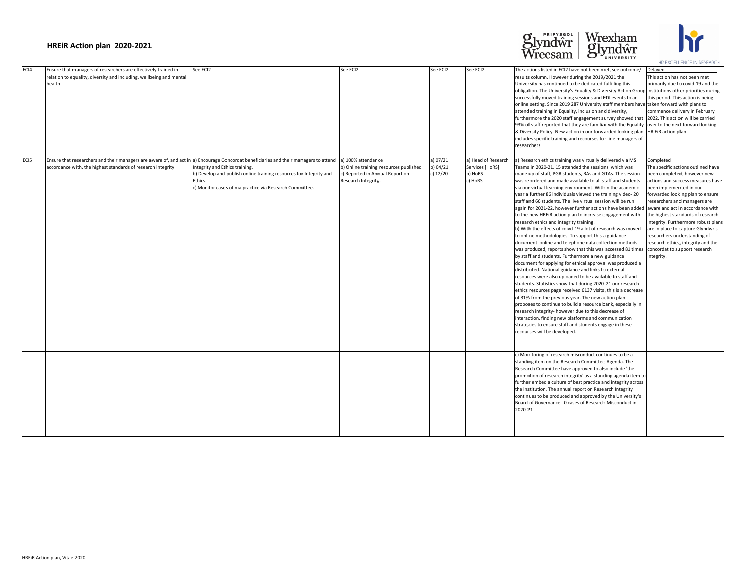## HREiR Action plan 2020-2021

| | | | | | | | |
|---|---|---|---|---|---|---|---|
| ECI4 | Ensure that managers of researchers are effectively trained in relation to equality, diversity and including, wellbeing and mental health | See ECI2 | See ECI2 | See ECI2 | See ECI2 | The actions listed in ECI2 have not been met, see outcome/ results column. However during the 2019/2021 the University has continued to be dedicated fulfilling this obligation. The University's Equality & Diversity Action Group successfully moved training sessions and EDI events to an online setting. Since 2019 287 University staff members have attended training in Equality, inclusion and diversity, furthermore the 2020 staff engagement survey showed that 93% of staff reported that they are familiar with the Equality & Diversity Policy. New action in our forwarded looking plan includes specific training and recourses for line managers of researchers. | Delayed<br>This action has not been met primarily due to covid-19 and the institutions other priorities during this period. This action is being taken forward with plans to commence delivery in February 2022. This action will be carried over to the next forward looking HR EiR action plan. |
| ECI5 | Ensure that researchers and their managers are aware of, and act in accordance with, the highest standards of research integrity | a) Encourage Concordat beneficiaries and their managers to attend Integrity and Ethics training.<br>b) Develop and publish online training resources for Integrity and Ethics.<br>c) Monitor cases of malpractice via Research Committee. | a) 100% attendance<br>b) Online training resources published<br>c) Reported in Annual Report on Research Integrity. | a) 07/21<br>b) 04/21<br>c) 12/20 | a) Head of Research Services [HoRS]<br>b) HoRS<br>c) HoRS | a) Research ethics training was virtually delivered via MS Teams in 2020-21. 15 attended the sessions which was made up of staff, PGR students, RAs and GTAs. The session was reordered and made available to all staff and students via our virtual learning environment. Within the academic year a further 86 individuals viewed the training video- 20 staff and 66 students. The live virtual session will be run again for 2021-22, however further actions have been added to the new HREiR action plan to increase engagement with research ethics and integrity training.<br>b) With the effects of coivd-19 a lot of research was moved to online methodologies. To support this a guidance document 'online and telephone data collection methods' was produced, reports show that this was accessed 81 times by staff and students. Furthermore a new guidance document for applying for ethical approval was produced a distributed. National guidance and links to external resources were also uploaded to be available to staff and students. Statistics show that during 2020-21 our research ethics resources page received 6137 visits, this is a decrease of 31% from the previous year. The new action plan proposes to continue to build a resource bank, especially in research integrity- however due to this decrease of interaction, finding new platforms and communication strategies to ensure staff and students engage in these recourses will be developed. | Completed<br>The specific actions outlined have been completed, however new actions and success measures have been implemented in our forwarded looking plan to ensure researchers and managers are aware and act in accordance with the highest standards of research integrity. Furthermore robust plans are in place to capture Glyndwr's researchers understanding of research ethics, integrity and the concordat to support research integrity. |
| | | | | | | c) Monitoring of research misconduct continues to be a standing item on the Research Committee Agenda. The Research Committee have approved to also include 'the promotion of research integrity' as a standing agenda item to further embed a culture of best practice and integrity across the institution. The annual report on Research Integrity continues to be produced and approved by the University's Board of Governance. 0 cases of Research Misconduct in 2020-21 | |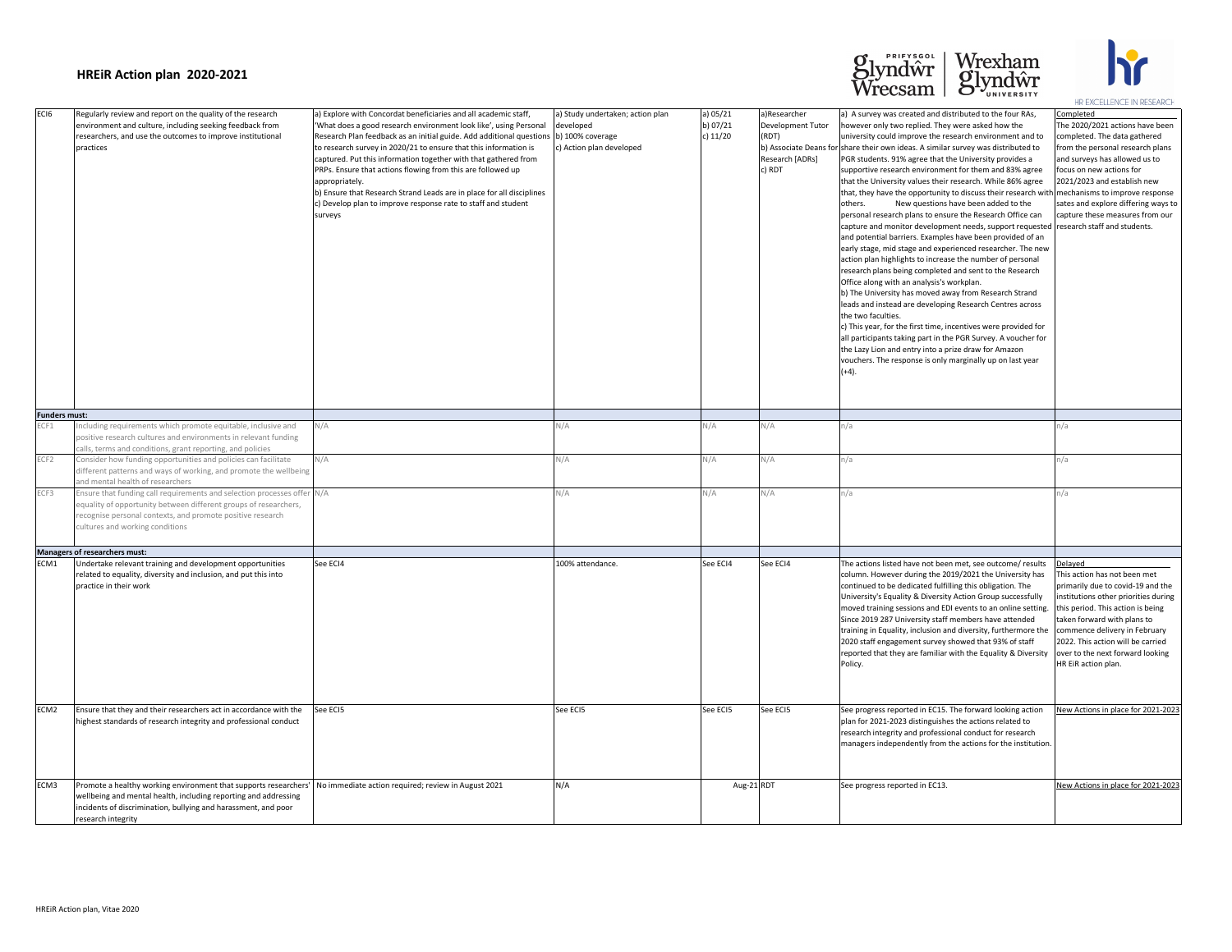# HREiR Action plan 2020-2021

| | | | | | | | |
|---|---|---|---|---|---|---|---|
| ECI6 | Regularly review and report on the quality of the research environment and culture, including seeking feedback from researchers, and use the outcomes to improve institutional practices | a) Explore with Concordat beneficiaries and all academic staff, 'What does a good research environment look like', using Personal Research Plan feedback as an initial guide. Add additional questions to research survey in 2020/21 to ensure that this information is captured. Put this information together with that gathered from PRPs. Ensure that actions flowing from this are followed up appropriately.<br>b) Ensure that Research Strand Leads are in place for all disciplines<br>c) Develop plan to improve response rate to staff and student surveys | a) Study undertaken; action plan developed<br>b) 100% coverage<br>c) Action plan developed | a) 05/21<br>b) 07/21<br>c) 11/20 | a)Researcher Development Tutor (RDT)<br>b) Associate Deans for Research [ADRs]<br>c) RDT | a) A survey was created and distributed to the four RAs, however only two replied. They were asked how the university could improve the research environment and to share their own ideas. A similar survey was distributed to PGR students. 91% agree that the University provides a supportive research environment for them and 83% agree that the University values their research. While 86% agree that, they have the opportunity to discuss their research with others. New questions have been added to the personal research plans to ensure the Research Office can capture and monitor development needs, support requested and potential barriers. Examples have been provided of an early stage, mid stage and experienced researcher. The new action plan highlights to increase the number of personal research plans being completed and sent to the Research Office along with an analysis's workplan.<br>b) The University has moved away from Research Strand leads and instead are developing Research Centres across the two faculties.<br>c) This year, for the first time, incentives were provided for all participants taking part in the PGR Survey. A voucher for the Lazy Lion and entry into a prize draw for Amazon vouchers. The response is only marginally up on last year (+4). | Completed<br>The 2020/2021 actions have been completed. The data gathered from the personal research plans and surveys has allowed us to focus on new actions for 2021/2023 and establish new mechanisms to improve response sates and explore differing ways to capture these measures from our research staff and students. |
| **Funders must:** | | | | | | | |
| ECF1 | Including requirements which promote equitable, inclusive and positive research cultures and environments in relevant funding calls, terms and conditions, grant reporting, and policies | N/A | N/A | N/A | N/A | n/a | n/a |
| ECF2 | Consider how funding opportunities and policies can facilitate different patterns and ways of working, and promote the wellbeing and mental health of researchers | N/A | N/A | N/A | N/A | n/a | n/a |
| ECF3 | Ensure that funding call requirements and selection processes offer equality of opportunity between different groups of researchers, recognise personal contexts, and promote positive research cultures and working conditions | N/A | N/A | N/A | N/A | n/a | n/a |
| **Managers of researchers must:** | | | | | | | |
| ECM1 | Undertake relevant training and development opportunities related to equality, diversity and inclusion, and put this into practice in their work | See ECI4 | 100% attendance. | See ECI4 | See ECI4 | The actions listed have not been met, see outcome/ results column. However during the 2019/2021 the University has continued to be dedicated fulfilling this obligation. The University's Equality & Diversity Action Group successfully moved training sessions and EDI events to an online setting. Since 2019 287 University staff members have attended training in Equality, inclusion and diversity, furthermore the 2020 staff engagement survey showed that 93% of staff reported that they are familiar with the Equality & Diversity Policy. | Delayed<br>This action has not been met primarily due to covid-19 and the institutions other priorities during this period. This action is being taken forward with plans to commence delivery in February 2022. This action will be carried over to the next forward looking HR EiR action plan. |
| ECM2 | Ensure that they and their researchers act in accordance with the highest standards of research integrity and professional conduct | See ECI5 | See ECI5 | See ECI5 | See ECI5 | See progress reported in EC15. The forward looking action plan for 2021-2023 distinguishes the actions related to research integrity and professional conduct for research managers independently from the actions for the institution. | New Actions in place for 2021-2023 |
| ECM3 | Promote a healthy working environment that supports researchers' wellbeing and mental health, including reporting and addressing incidents of discrimination, bullying and harassment, and poor research integrity | No immediate action required; review in August 2021 | N/A | Aug-21 | RDT | See progress reported in EC13. | New Actions in place for 2021-2023 |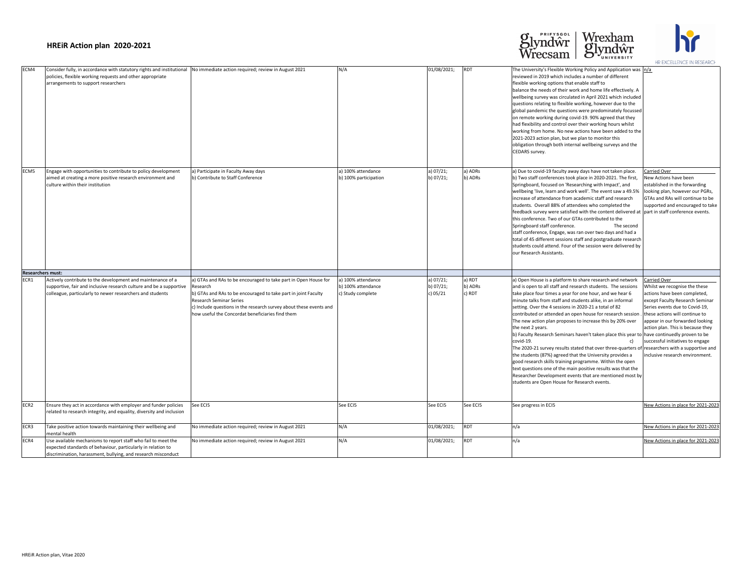# HREiR Action plan 2020-2021

| | | | | | | | |
|---|---|---|---|---|---|---|---|
| ECM4 | Consider fully, in accordance with statutory rights and institutional policies, flexible working requests and other appropriate arrangements to support researchers | No immediate action required; review in August 2021 | N/A | 01/08/2021; | RDT | The University's Flexible Working Policy and Application was reviewed in 2019 which includes a number of different flexible working options that enable staff to balance the needs of their work and home life effectively. A wellbeing survey was circulated in April 2021 which included questions relating to flexible working, however due to the global pandemic the questions were predominately focussed on remote working during covid-19. 90% agreed that they had flexibility and control over their working hours whilst working from home. No new actions have been added to the 2021-2023 action plan, but we plan to monitor this obligation through both internal wellbeing surveys and the CEDARS survey. | n/a |
| ECM5 | Engage with opportunities to contribute to policy development aimed at creating a more positive research environment and culture within their institution | a) Participate in Faculty Away days<br>b) Contribute to Staff Conference | a) 100% attendance<br>b) 100% participation | a) 07/21;<br>b) 07/21; | a) ADRs<br>b) ADRs | a) Due to covid-19 faculty away days have not taken place.<br>b) Two staff conferences took place in 2020-2021. The first, Springboard, focused on 'Researching with Impact', and wellbeing 'live, learn and work well'. The event saw a 49.5% increase of attendance from academic staff and research students. Overall 88% of attendees who completed the feedback survey were satisfied with the content delivered at this conference. Two of our GTAs contributed to the Springboard staff conference. The second staff conference, Engage, was ran over two days and had a total of 45 different sessions staff and postgraduate research students could attend. Four of the session were delivered by our Research Assistants. | Carried Over<br>New Actions have been established in the forwarding looking plan, however our PGRs, GTAs and RAs will continue to be supported and encouraged to take part in staff conference events. |
| **Researchers must:** | | | | | | | |
| ECR1 | Actively contribute to the development and maintenance of a supportive, fair and inclusive research culture and be a supportive colleague, particularly to newer researchers and students | a) GTAs and RAs to be encouraged to take part in Open House for Research<br>b) GTAs and RAs to be encouraged to take part in joint Faculty Research Seminar Series<br>c) Include questions in the research survey about these events and how useful the Concordat beneficiaries find them | a) 100% attendance<br>b) 100% attendance<br>c) Study complete | a) 07/21;<br>b) 07/21;<br>c) 05/21 | a) RDT<br>b) ADRs<br>c) RDT | a) Open House is a platform to share research and network and is open to all staff and research students. The sessions take place four times a year for one hour, and we hear 6 minute talks from staff and students alike, in an informal setting. Over the 4 sessions in 2020-21 a total of 82 contributed or attended an open house for research session . The new action plan proposes to increase this by 20% over the next 2 years.<br>b) Faculty Research Seminars haven't taken place this year to covid-19.<br>c) The 2020-21 survey results stated that over three-quarters of the students (87%) agreed that the University provides a good research skills training programme. Within the open text questions one of the main positive results was that the Researcher Development events that are mentioned most by students are Open House for Research events. | Carried Over<br>Whilst we recognise the these actions have been completed, except Faculty Research Seminar Series events due to Covid-19, these actions will continue to appear in our forwarded looking action plan. This is because they have continuedly proven to be successful initiatives to engage researchers with a supportive and inclusive research environment. |
| ECR2 | Ensure they act in accordance with employer and funder policies related to research integrity, and equality, diversity and inclusion | See ECI5 | See ECI5 | See ECI5 | See ECI5 | See progress in ECI5 | New Actions in place for 2021-2023 |
| ECR3 | Take positive action towards maintaining their wellbeing and mental health | No immediate action required; review in August 2021 | N/A | 01/08/2021; | RDT | n/a | New Actions in place for 2021-2023 |
| ECR4 | Use available mechanisms to report staff who fail to meet the expected standards of behaviour, particularly in relation to discrimination, harassment, bullying, and research misconduct | No immediate action required; review in August 2021 | N/A | 01/08/2021; | RDT | n/a | New Actions in place for 2021-2023 |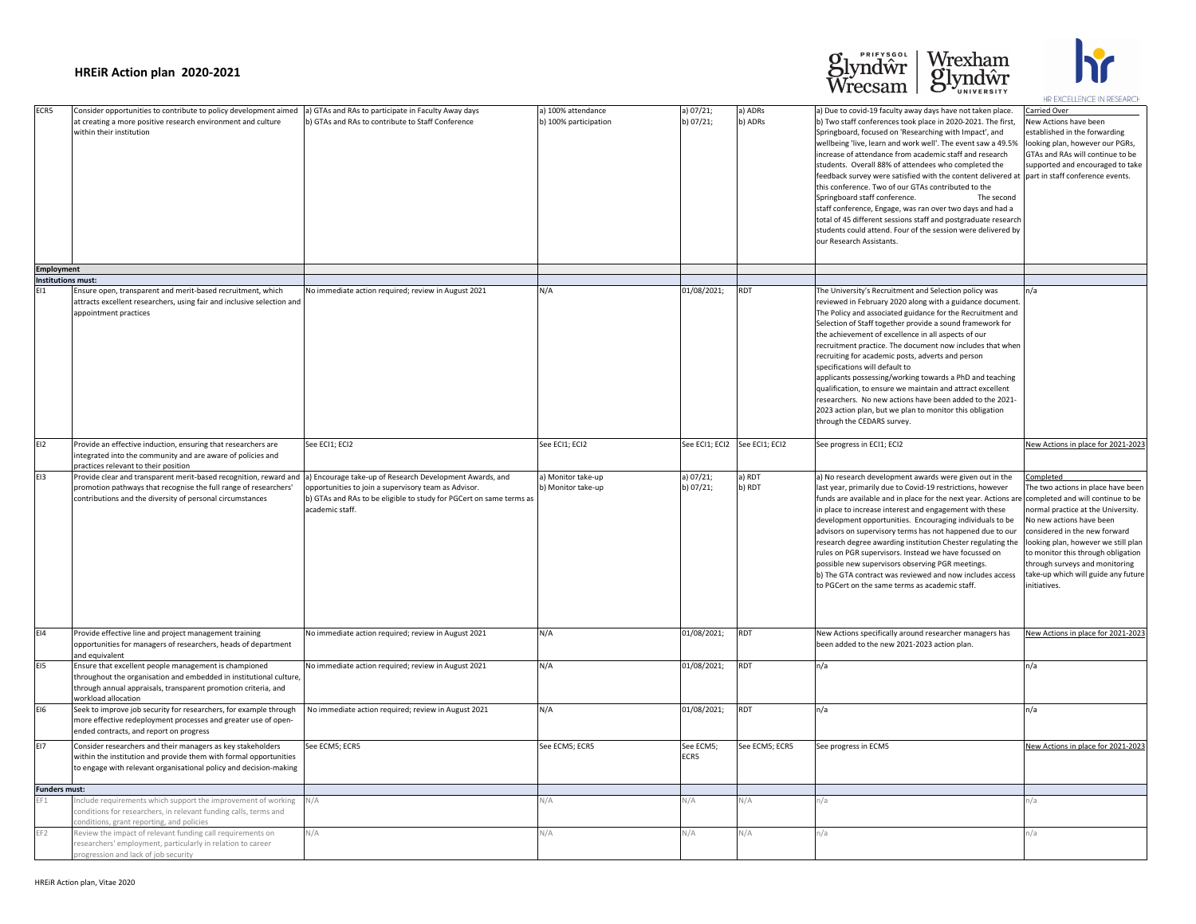# HREiR Action plan 2020-2021

| | | | | | | | |
|---|---|---|---|---|---|---|---|
| ECR5 | Consider opportunities to contribute to policy development aimed at creating a more positive research environment and culture within their institution | a) GTAs and RAs to participate in Faculty Away days<br>b) GTAs and RAs to contribute to Staff Conference | a) 100% attendance<br>b) 100% participation | a) 07/21;<br>b) 07/21; | a) ADRs<br>b) ADRs | a) Due to covid-19 faculty away days have not taken place.<br>b) Two staff conferences took place in 2020-2021. The first, Springboard, focused on 'Researching with Impact', and wellbeing 'live, learn and work well'. The event saw a 49.5% increase of attendance from academic staff and research students. Overall 88% of attendees who completed the feedback survey were satisfied with the content delivered at this conference. Two of our GTAs contributed to the Springboard staff conference. The second staff conference, Engage, was ran over two days and had a total of 45 different sessions staff and postgraduate research students could attend. Four of the session were delivered by our Research Assistants. | Carried Over<br>New Actions have been established in the forwarding looking plan, however our PGRs, GTAs and RAs will continue to be supported and encouraged to take part in staff conference events. |
| **Employment** | | | | | | | |
| **Institutions must:** | | | | | | | |
| EI1 | Ensure open, transparent and merit-based recruitment, which attracts excellent researchers, using fair and inclusive selection and appointment practices | No immediate action required; review in August 2021 | N/A | 01/08/2021; | RDT | The University's Recruitment and Selection policy was reviewed in February 2020 along with a guidance document. The Policy and associated guidance for the Recruitment and Selection of Staff together provide a sound framework for the achievement of excellence in all aspects of our recruitment practice. The document now includes that when recruiting for academic posts, adverts and person specifications will default to applicants possessing/working towards a PhD and teaching qualification, to ensure we maintain and attract excellent researchers. No new actions have been added to the 2021-2023 action plan, but we plan to monitor this obligation through the CEDARS survey. | n/a |
| EI2 | Provide an effective induction, ensuring that researchers are integrated into the community and are aware of policies and practices relevant to their position | See ECI1; ECI2 | See ECI1; ECI2 | See ECI1; ECI2 | See ECI1; ECI2 | See progress in ECI1; ECI2 | New Actions in place for 2021-2023 |
| EI3 | Provide clear and transparent merit-based recognition, reward and promotion pathways that recognise the full range of researchers' contributions and the diversity of personal circumstances | a) Encourage take-up of Research Development Awards, and opportunities to join a supervisory team as Advisor.<br>b) GTAs and RAs to be eligible to study for PGCert on same terms as academic staff. | a) Monitor take-up<br>b) Monitor take-up | a) 07/21;<br>b) 07/21; | a) RDT<br>b) RDT | a) No research development awards were given out in the last year, primarily due to Covid-19 restrictions, however funds are available and in place for the next year. Actions are in place to increase interest and engagement with these development opportunities. Encouraging individuals to be advisors on supervisory terms has not happened due to our research degree awarding institution Chester regulating the rules on PGR supervisors. Instead we have focussed on possible new supervisors observing PGR meetings.<br>b) The GTA contract was reviewed and now includes access to PGCert on the same terms as academic staff. | Completed<br>The two actions in place have been completed and will continue to be normal practice at the University. No new actions have been considered in the new forward looking plan, however we still plan to monitor this through obligation through surveys and monitoring take-up which will guide any future initiatives. |
| EI4 | Provide effective line and project management training opportunities for managers of researchers, heads of department and equivalent | No immediate action required; review in August 2021 | N/A | 01/08/2021; | RDT | New Actions specifically around researcher managers has been added to the new 2021-2023 action plan. | New Actions in place for 2021-2023 |
| EI5 | Ensure that excellent people management is championed throughout the organisation and embedded in institutional culture, through annual appraisals, transparent promotion criteria, and workload allocation | No immediate action required; review in August 2021 | N/A | 01/08/2021; | RDT | n/a | n/a |
| EI6 | Seek to improve job security for researchers, for example through more effective redeployment processes and greater use of open-ended contracts, and report on progress | No immediate action required; review in August 2021 | N/A | 01/08/2021; | RDT | n/a | n/a |
| EI7 | Consider researchers and their managers as key stakeholders within the institution and provide them with formal opportunities to engage with relevant organisational policy and decision-making | See ECM5; ECR5 | See ECM5; ECR5 | See ECM5; ECR5 | See ECM5; ECR5 | See progress in ECM5 | New Actions in place for 2021-2023 |
| **Funders must:** | | | | | | | |
| EF1 | Include requirements which support the improvement of working conditions for researchers, in relevant funding calls, terms and conditions, grant reporting, and policies | N/A | N/A | N/A | N/A | n/a | n/a |
| EF2 | Review the impact of relevant funding call requirements on researchers' employment, particularly in relation to career progression and lack of job security | N/A | N/A | N/A | N/A | n/a | n/a |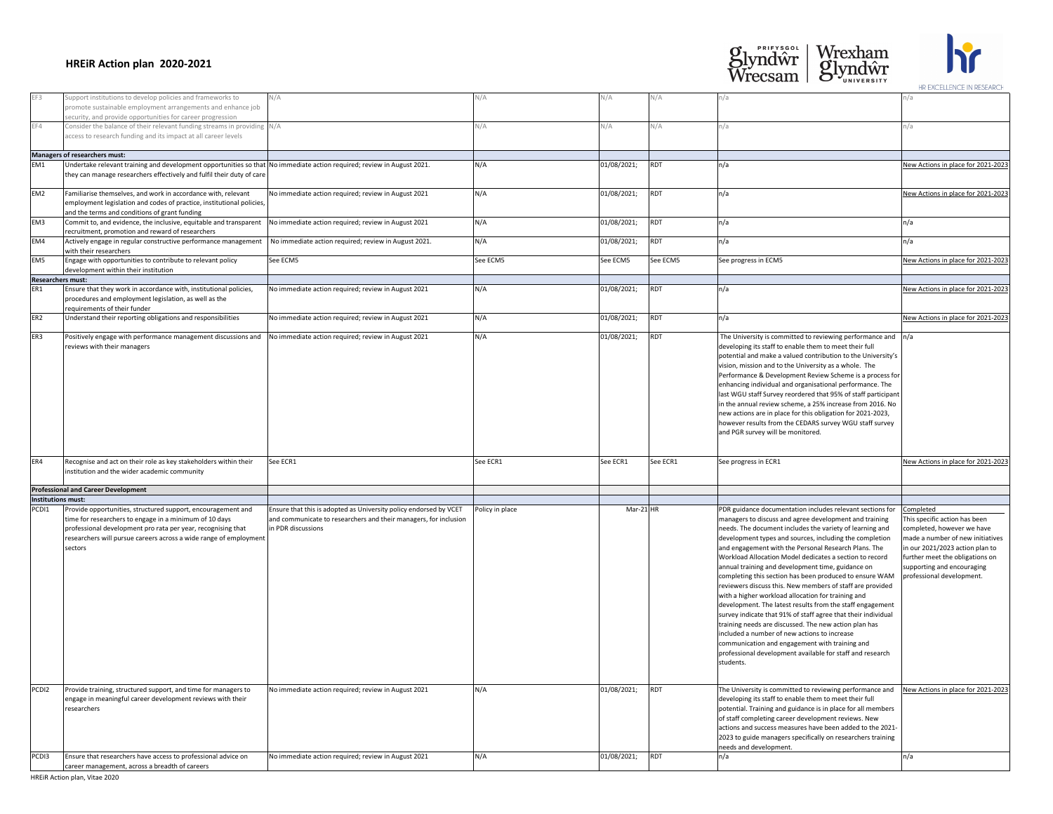# HREiR Action plan 2020-2021

| | | | | | | | |
|---|---|---|---|---|---|---|---|
| EF3 | Support institutions to develop policies and frameworks to promote sustainable employment arrangements and enhance job security, and provide opportunities for career progression | N/A | N/A | N/A | N/A | n/a | n/a |
| EF4 | Consider the balance of their relevant funding streams in providing access to research funding and its impact at all career levels | N/A | N/A | N/A | N/A | n/a | n/a |
| **Managers of researchers must:** | | | | | | | |
| EM1 | Undertake relevant training and development opportunities so that they can manage researchers effectively and fulfil their duty of care | No immediate action required; review in August 2021. | N/A | 01/08/2021; | RDT | n/a | New Actions in place for 2021-2023 |
| EM2 | Familiarise themselves, and work in accordance with, relevant employment legislation and codes of practice, institutional policies, and the terms and conditions of grant funding | No immediate action required; review in August 2021 | N/A | 01/08/2021; | RDT | n/a | New Actions in place for 2021-2023 |
| EM3 | Commit to, and evidence, the inclusive, equitable and transparent recruitment, promotion and reward of researchers | No immediate action required; review in August 2021 | N/A | 01/08/2021; | RDT | n/a | n/a |
| EM4 | Actively engage in regular constructive performance management with their researchers | No immediate action required; review in August 2021. | N/A | 01/08/2021; | RDT | n/a | n/a |
| EM5 | Engage with opportunities to contribute to relevant policy development within their institution | See ECM5 | See ECM5 | See ECM5 | See ECM5 | See progress in ECM5 | New Actions in place for 2021-2023 |
| **Researchers must:** | | | | | | | |
| ER1 | Ensure that they work in accordance with, institutional policies, procedures and employment legislation, as well as the requirements of their funder | No immediate action required; review in August 2021 | N/A | 01/08/2021; | RDT | n/a | New Actions in place for 2021-2023 |
| ER2 | Understand their reporting obligations and responsibilities | No immediate action required; review in August 2021 | N/A | 01/08/2021; | RDT | n/a | New Actions in place for 2021-2023 |
| ER3 | Positively engage with performance management discussions and reviews with their managers | No immediate action required; review in August 2021 | N/A | 01/08/2021; | RDT | The University is committed to reviewing performance and developing its staff to enable them to meet their full potential and make a valued contribution to the University's vision, mission and to the University as a whole. The Performance & Development Review Scheme is a process for enhancing individual and organisational performance. The last WGU staff Survey reordered that 95% of staff participant in the annual review scheme, a 25% increase from 2016. No new actions are in place for this obligation for 2021-2023, however results from the CEDARS survey WGU staff survey and PGR survey will be monitored. | n/a |
| ER4 | Recognise and act on their role as key stakeholders within their institution and the wider academic community | See ECR1 | See ECR1 | See ECR1 | See ECR1 | See progress in ECR1 | New Actions in place for 2021-2023 |
| **Professional and Career Development** | | | | | | | |
| **Institutions must:** | | | | | | | |
| PCDI1 | Provide opportunities, structured support, encouragement and time for researchers to engage in a minimum of 10 days professional development pro rata per year, recognising that researchers will pursue careers across a wide range of employment sectors | Ensure that this is adopted as University policy endorsed by VCET and communicate to researchers and their managers, for inclusion in PDR discussions | Policy in place | Mar-21 | HR | PDR guidance documentation includes relevant sections for managers to discuss and agree development and training needs. The document includes the variety of learning and development types and sources, including the completion and engagement with the Personal Research Plans. The Workload Allocation Model dedicates a section to record annual training and development time, guidance on completing this section has been produced to ensure WAM reviewers discuss this. New members of staff are provided with a higher workload allocation for training and development. The latest results from the staff engagement survey indicate that 91% of staff agree that their individual training needs are discussed. The new action plan has included a number of new actions to increase communication and engagement with training and professional development available for staff and research students. | Completed<br>This specific action has been completed, however we have made a number of new initiatives in our 2021/2023 action plan to further meet the obligations on supporting and encouraging professional development. |
| PCDI2 | Provide training, structured support, and time for managers to engage in meaningful career development reviews with their researchers | No immediate action required; review in August 2021 | N/A | 01/08/2021; | RDT | The University is committed to reviewing performance and developing its staff to enable them to meet their full potential. Training and guidance is in place for all members of staff completing career development reviews. New actions and success measures have been added to the 2021-2023 to guide managers specifically on researchers training needs and development. | New Actions in place for 2021-2023 |
| PCDI3 | Ensure that researchers have access to professional advice on career management, across a breadth of careers | No immediate action required; review in August 2021 | N/A | 01/08/2021; | RDT | n/a | n/a |

HREiR Action plan, Vitae 2020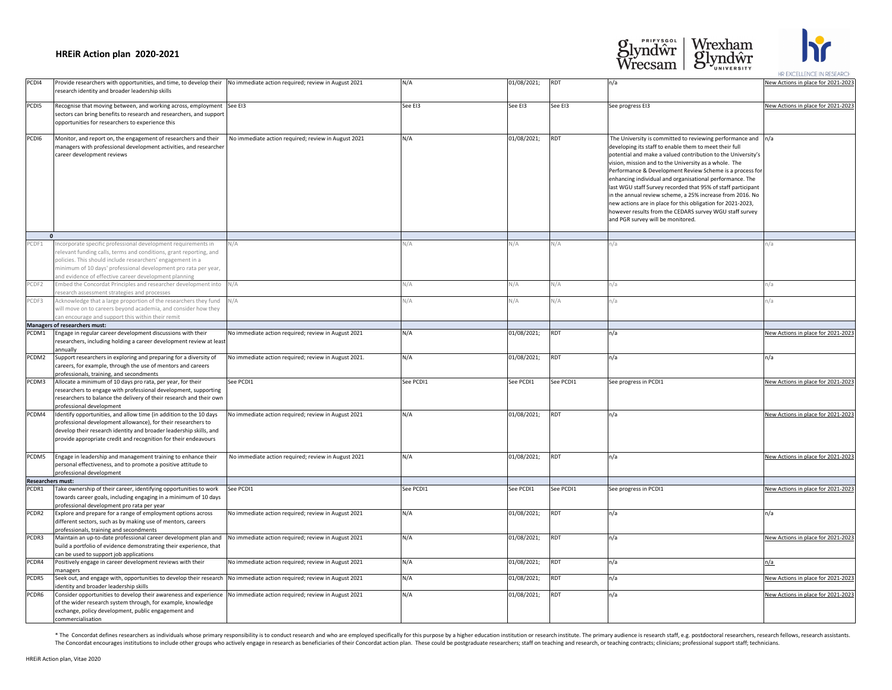## HREiR Action plan 2020-2021

| | | | | | | | |
|---|---|---|---|---|---|---|---|
| PCDI4 | Provide researchers with opportunities, and time, to develop their research identity and broader leadership skills | No immediate action required; review in August 2021 | N/A | 01/08/2021; | RDT | n/a | New Actions in place for 2021-2023 |
| PCDI5 | Recognise that moving between, and working across, employment sectors can bring benefits to research and researchers, and support opportunities for researchers to experience this | See EI3 | See EI3 | See EI3 | See EI3 | See progress EI3 | New Actions in place for 2021-2023 |
| PCDI6 | Monitor, and report on, the engagement of researchers and their managers with professional development activities, and researcher career development reviews | No immediate action required; review in August 2021 | N/A | 01/08/2021; | RDT | The University is committed to reviewing performance and developing its staff to enable them to meet their full potential and make a valued contribution to the University's vision, mission and to the University as a whole. The Performance & Development Review Scheme is a process for enhancing individual and organisational performance. The last WGU staff Survey recorded that 95% of staff participant in the annual review scheme, a 25% increase from 2016. No new actions are in place for this obligation for 2021-2023, however results from the CEDARS survey WGU staff survey and PGR survey will be monitored. | n/a |
| 0 | | | | | | | |
| PCDF1 | Incorporate specific professional development requirements in relevant funding calls, terms and conditions, grant reporting, and policies. This should include researchers' engagement in a minimum of 10 days' professional development pro rata per year, and evidence of effective career development planning | N/A | N/A | N/A | N/A | n/a | n/a |
| PCDF2 | Embed the Concordat Principles and researcher development into research assessment strategies and processes | N/A | N/A | N/A | N/A | n/a | n/a |
| PCDF3 | Acknowledge that a large proportion of the researchers they fund will move on to careers beyond academia, and consider how they can encourage and support this within their remit | N/A | N/A | N/A | N/A | n/a | n/a |
| **Managers of researchers must:** | | | | | | | |
| PCDM1 | Engage in regular career development discussions with their researchers, including holding a career development review at least annually | No immediate action required; review in August 2021 | N/A | 01/08/2021; | RDT | n/a | New Actions in place for 2021-2023 |
| PCDM2 | Support researchers in exploring and preparing for a diversity of careers, for example, through the use of mentors and careers professionals, training, and secondments | No immediate action required; review in August 2021. | N/A | 01/08/2021; | RDT | n/a | n/a |
| PCDM3 | Allocate a minimum of 10 days pro rata, per year, for their researchers to engage with professional development, supporting researchers to balance the delivery of their research and their own professional development | See PCDI1 | See PCDI1 | See PCDI1 | See PCDI1 | See progress in PCDI1 | New Actions in place for 2021-2023 |
| PCDM4 | Identify opportunities, and allow time (in addition to the 10 days professional development allowance), for their researchers to develop their research identity and broader leadership skills, and provide appropriate credit and recognition for their endeavours | No immediate action required; review in August 2021 | N/A | 01/08/2021; | RDT | n/a | New Actions in place for 2021-2023 |
| PCDM5 | Engage in leadership and management training to enhance their personal effectiveness, and to promote a positive attitude to professional development | No immediate action required; review in August 2021 | N/A | 01/08/2021; | RDT | n/a | New Actions in place for 2021-2023 |
| **Researchers must:** | | | | | | | |
| PCDR1 | Take ownership of their career, identifying opportunities to work towards career goals, including engaging in a minimum of 10 days professional development pro rata per year | See PCDI1 | See PCDI1 | See PCDI1 | See PCDI1 | See progress in PCDI1 | New Actions in place for 2021-2023 |
| PCDR2 | Explore and prepare for a range of employment options across different sectors, such as by making use of mentors, careers professionals, training and secondments | No immediate action required; review in August 2021 | N/A | 01/08/2021; | RDT | n/a | n/a |
| PCDR3 | Maintain an up-to-date professional career development plan and build a portfolio of evidence demonstrating their experience, that can be used to support job applications | No immediate action required; review in August 2021 | N/A | 01/08/2021; | RDT | n/a | New Actions in place for 2021-2023 |
| PCDR4 | Positively engage in career development reviews with their managers | No immediate action required; review in August 2021 | N/A | 01/08/2021; | RDT | n/a | n/a |
| PCDR5 | Seek out, and engage with, opportunities to develop their research identity and broader leadership skills | No immediate action required; review in August 2021 | N/A | 01/08/2021; | RDT | n/a | New Actions in place for 2021-2023 |
| PCDR6 | Consider opportunities to develop their awareness and experience of the wider research system through, for example, knowledge exchange, policy development, public engagement and commercialisation | No immediate action required; review in August 2021 | N/A | 01/08/2021; | RDT | n/a | New Actions in place for 2021-2023 |

* The Concordat defines researchers as individuals whose primary responsibility is to conduct research and who are employed specifically for this purpose by a higher education institution or research institute. The primary audience is research staff, e.g. postdoctoral researchers, research fellows, research assistants. The Concordat encourages institutions to include other groups who actively engage in research as beneficiaries of their Concordat action plan. These could be postgraduate researchers; staff on teaching and research, or teaching contracts; clinicians; professional support staff; technicians.